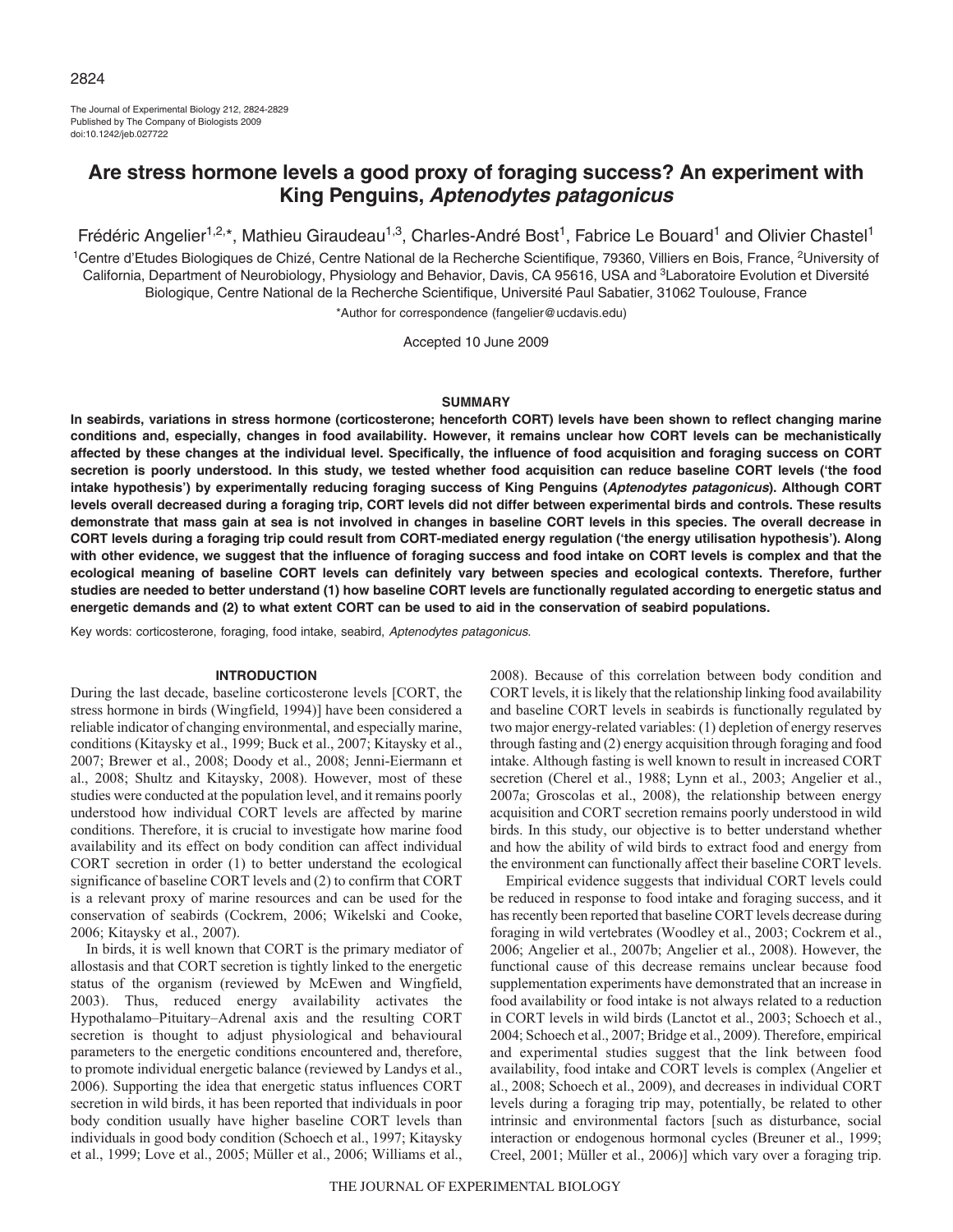# Are stress hormone levels a good proxy of foraging success? An experiment with King Penguins, *Aptenodytes patagonicus*

Frédéric Angelier[1,2,*], Mathieu Giraudeau[1,3], Charles-André Bost[1], Fabrice Le Bouard[1] and Olivier Chastel[1]

[1]Centre d'Etudes Biologiques de Chizé, Centre National de la Recherche Scientifique, 79360, Villiers en Bois, France, [2]University of California, Department of Neurobiology, Physiology and Behavior, Davis, CA 95616, USA and [3]Laboratoire Evolution et Diversité Biologique, Centre National de la Recherche Scientifique, Université Paul Sabatier, 31062 Toulouse, France

*Author for correspondence (fangelier@ucdavis.edu)

Accepted 10 June 2009

## SUMMARY

**In seabirds, variations in stress hormone (corticosterone; henceforth CORT) levels have been shown to reflect changing marine conditions and, especially, changes in food availability. However, it remains unclear how CORT levels can be mechanistically affected by these changes at the individual level. Specifically, the influence of food acquisition and foraging success on CORT secretion is poorly understood. In this study, we tested whether food acquisition can reduce baseline CORT levels ('the food intake hypothesis') by experimentally reducing foraging success of King Penguins (*Aptenodytes patagonicus*). Although CORT levels overall decreased during a foraging trip, CORT levels did not differ between experimental birds and controls. These results demonstrate that mass gain at sea is not involved in changes in baseline CORT levels in this species. The overall decrease in CORT levels during a foraging trip could result from CORT-mediated energy regulation ('the energy utilisation hypothesis'). Along with other evidence, we suggest that the influence of foraging success and food intake on CORT levels is complex and that the ecological meaning of baseline CORT levels can definitely vary between species and ecological contexts. Therefore, further studies are needed to better understand (1) how baseline CORT levels are functionally regulated according to energetic status and energetic demands and (2) to what extent CORT can be used to aid in the conservation of seabird populations.**

Key words: corticosterone, foraging, food intake, seabird, *Aptenodytes patagonicus*.

## INTRODUCTION

During the last decade, baseline corticosterone levels [CORT, the stress hormone in birds (Wingfield, 1994)] have been considered a reliable indicator of changing environmental, and especially marine, conditions (Kitaysky et al., 1999; Buck et al., 2007; Kitaysky et al., 2007; Brewer et al., 2008; Doody et al., 2008; Jenni-Eiermann et al., 2008; Shultz and Kitaysky, 2008). However, most of these studies were conducted at the population level, and it remains poorly understood how individual CORT levels are affected by marine conditions. Therefore, it is crucial to investigate how marine food availability and its effect on body condition can affect individual CORT secretion in order (1) to better understand the ecological significance of baseline CORT levels and (2) to confirm that CORT is a relevant proxy of marine resources and can be used for the conservation of seabirds (Cockrem, 2006; Wikelski and Cooke, 2006; Kitaysky et al., 2007).

In birds, it is well known that CORT is the primary mediator of allostasis and that CORT secretion is tightly linked to the energetic status of the organism (reviewed by McEwen and Wingfield, 2003). Thus, reduced energy availability activates the Hypothalamo–Pituitary–Adrenal axis and the resulting CORT secretion is thought to adjust physiological and behavioural parameters to the energetic conditions encountered and, therefore, to promote individual energetic balance (reviewed by Landys et al., 2006). Supporting the idea that energetic status influences CORT secretion in wild birds, it has been reported that individuals in poor body condition usually have higher baseline CORT levels than individuals in good body condition (Schoech et al., 1997; Kitaysky et al., 1999; Love et al., 2005; Müller et al., 2006; Williams et al., 2008). Because of this correlation between body condition and CORT levels, it is likely that the relationship linking food availability and baseline CORT levels in seabirds is functionally regulated by two major energy-related variables: (1) depletion of energy reserves through fasting and (2) energy acquisition through foraging and food intake. Although fasting is well known to result in increased CORT secretion (Cherel et al., 1988; Lynn et al., 2003; Angelier et al., 2007a; Groscolas et al., 2008), the relationship between energy acquisition and CORT secretion remains poorly understood in wild birds. In this study, our objective is to better understand whether and how the ability of wild birds to extract food and energy from the environment can functionally affect their baseline CORT levels.

Empirical evidence suggests that individual CORT levels could be reduced in response to food intake and foraging success, and it has recently been reported that baseline CORT levels decrease during foraging in wild vertebrates (Woodley et al., 2003; Cockrem et al., 2006; Angelier et al., 2007b; Angelier et al., 2008). However, the functional cause of this decrease remains unclear because food supplementation experiments have demonstrated that an increase in food availability or food intake is not always related to a reduction in CORT levels in wild birds (Lanctot et al., 2003; Schoech et al., 2004; Schoech et al., 2007; Bridge et al., 2009). Therefore, empirical and experimental studies suggest that the link between food availability, food intake and CORT levels is complex (Angelier et al., 2008; Schoech et al., 2009), and decreases in individual CORT levels during a foraging trip may, potentially, be related to other intrinsic and environmental factors [such as disturbance, social interaction or endogenous hormonal cycles (Breuner et al., 1999; Creel, 2001; Müller et al., 2006)] which vary over a foraging trip.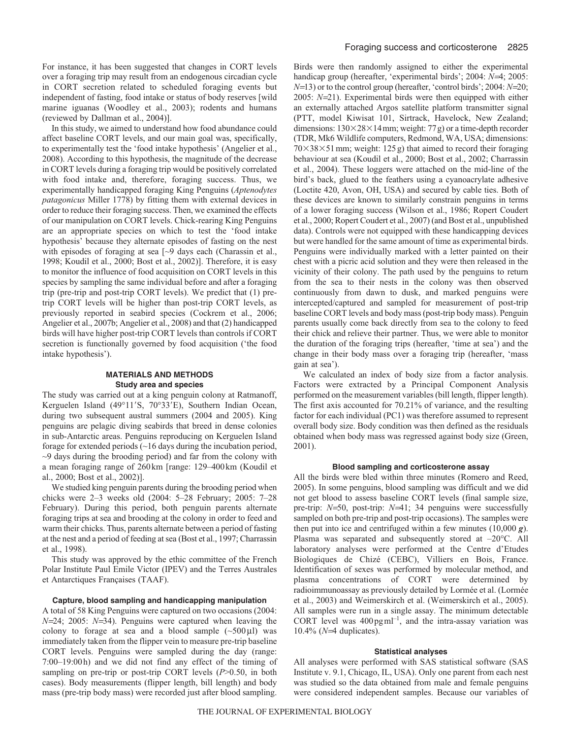For instance, it has been suggested that changes in CORT levels over a foraging trip may result from an endogenous circadian cycle in CORT secretion related to scheduled foraging events but independent of fasting, food intake or status of body reserves [wild marine iguanas (Woodley et al., 2003); rodents and humans (reviewed by Dallman et al., 2004)].

In this study, we aimed to understand how food abundance could affect baseline CORT levels, and our main goal was, specifically, to experimentally test the 'food intake hypothesis' (Angelier et al., 2008). According to this hypothesis, the magnitude of the decrease in CORT levels during a foraging trip would be positively correlated with food intake and, therefore, foraging success. Thus, we experimentally handicapped foraging King Penguins (*Aptenodytes patagonicus* Miller 1778) by fitting them with external devices in order to reduce their foraging success. Then, we examined the effects of our manipulation on CORT levels. Chick-rearing King Penguins are an appropriate species on which to test the 'food intake hypothesis' because they alternate episodes of fasting on the nest with episodes of foraging at sea [~9 days each (Charassin et al., 1998; Koudil et al., 2000; Bost et al., 2002)]. Therefore, it is easy to monitor the influence of food acquisition on CORT levels in this species by sampling the same individual before and after a foraging trip (pre-trip and post-trip CORT levels). We predict that (1) pre-trip CORT levels will be higher than post-trip CORT levels, as previously reported in seabird species (Cockrem et al., 2006; Angelier et al., 2007b; Angelier et al., 2008) and that (2) handicapped birds will have higher post-trip CORT levels than controls if CORT secretion is functionally governed by food acquisition ('the food intake hypothesis').

## MATERIALS AND METHODS

### Study area and species

The study was carried out at a king penguin colony at Ratmanoff, Kerguelen Island (49°11′S, 70°33′E), Southern Indian Ocean, during two subsequent austral summers (2004 and 2005). King penguins are pelagic diving seabirds that breed in dense colonies in sub-Antarctic areas. Penguins reproducing on Kerguelen Island forage for extended periods (~16 days during the incubation period, ~9 days during the brooding period) and far from the colony with a mean foraging range of 260 km [range: 129–400 km (Koudil et al., 2000; Bost et al., 2002)].

We studied king penguin parents during the brooding period when chicks were 2–3 weeks old (2004: 5–28 February; 2005: 7–28 February). During this period, both penguin parents alternate foraging trips at sea and brooding at the colony in order to feed and warm their chicks. Thus, parents alternate between a period of fasting at the nest and a period of feeding at sea (Bost et al., 1997; Charrassin et al., 1998).

This study was approved by the ethic committee of the French Polar Institute Paul Emile Victor (IPEV) and the Terres Australes et Antarctiques Françaises (TAAF).

### Capture, blood sampling and handicapping manipulation

A total of 58 King Penguins were captured on two occasions (2004: $N$=24; 2005: $N$=34). Penguins were captured when leaving the colony to forage at sea and a blood sample (~500 μl) was immediately taken from the flipper vein to measure pre-trip baseline CORT levels. Penguins were sampled during the day (range: 7:00–19:00 h) and we did not find any effect of the timing of sampling on pre-trip or post-trip CORT levels ($P$>0.50, in both cases). Body measurements (flipper length, bill length) and body mass (pre-trip body mass) were recorded just after blood sampling. Birds were then randomly assigned to either the experimental handicap group (hereafter, 'experimental birds'; 2004: $N$=4; 2005: $N$=13) or to the control group (hereafter, 'control birds'; 2004: $N$=20; 2005: $N$=21). Experimental birds were then equipped with either an externally attached Argos satellite platform transmitter signal (PTT, model Kiwisat 101, Sirtrack, Havelock, New Zealand; dimensions: 130×28×14 mm; weight: 77 g) or a time-depth recorder (TDR, Mk6 Wildlife computers, Redmond, WA, USA; dimensions: 70×38×51 mm; weight: 125 g) that aimed to record their foraging behaviour at sea (Koudil et al., 2000; Bost et al., 2002; Charrassin et al., 2004). These loggers were attached on the mid-line of the bird's back, glued to the feathers using a cyanoacrylate adhesive (Loctite 420, Avon, OH, USA) and secured by cable ties. Both of these devices are known to similarly constrain penguins in terms of a lower foraging success (Wilson et al., 1986; Ropert Coudert et al., 2000; Ropert Coudert et al., 2007) (and Bost et al., unpublished data). Controls were not equipped with these handicapping devices but were handled for the same amount of time as experimental birds. Penguins were individually marked with a letter painted on their chest with a picric acid solution and they were then released in the vicinity of their colony. The path used by the penguins to return from the sea to their nests in the colony was then observed continuously from dawn to dusk, and marked penguins were intercepted/captured and sampled for measurement of post-trip baseline CORT levels and body mass (post-trip body mass). Penguin parents usually come back directly from sea to the colony to feed their chick and relieve their partner. Thus, we were able to monitor the duration of the foraging trips (hereafter, 'time at sea') and the change in their body mass over a foraging trip (hereafter, 'mass gain at sea').

We calculated an index of body size from a factor analysis. Factors were extracted by a Principal Component Analysis performed on the measurement variables (bill length, flipper length). The first axis accounted for 70.21% of variance, and the resulting factor for each individual (PC1) was therefore assumed to represent overall body size. Body condition was then defined as the residuals obtained when body mass was regressed against body size (Green, 2001).

### Blood sampling and corticosterone assay

All the birds were bled within three minutes (Romero and Reed, 2005). In some penguins, blood sampling was difficult and we did not get blood to assess baseline CORT levels (final sample size, pre-trip: $N$=50, post-trip: $N$=41; 34 penguins were successfully sampled on both pre-trip and post-trip occasions). The samples were then put into ice and centrifuged within a few minutes (10,000 $g$). Plasma was separated and subsequently stored at –20°C. All laboratory analyses were performed at the Centre d'Etudes Biologiques de Chizé (CEBC), Villiers en Bois, France. Identification of sexes was performed by molecular method, and plasma concentrations of CORT were determined by radioimmunoassay as previously detailed by Lormée et al. (Lormée et al., 2003) and Weimerskirch et al. (Weimerskirch et al., 2005). All samples were run in a single assay. The minimum detectable CORT level was 400 pg ml$^{-1}$, and the intra-assay variation was 10.4% ($N$=4 duplicates).

### Statistical analyses

All analyses were performed with SAS statistical software (SAS Institute v. 9.1, Chicago, IL, USA). Only one parent from each nest was studied so the data obtained from male and female penguins were considered independent samples. Because our variables of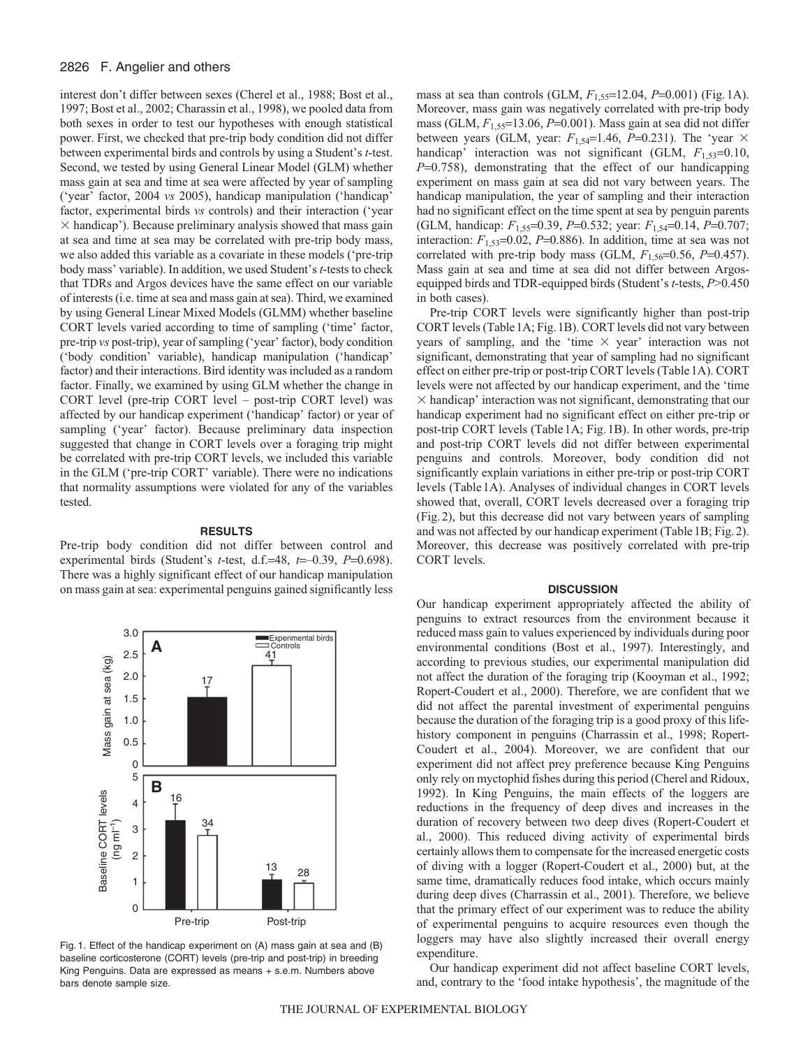interest don't differ between sexes (Cherel et al., 1988; Bost et al., 1997; Bost et al., 2002; Charassin et al., 1998), we pooled data from both sexes in order to test our hypotheses with enough statistical power. First, we checked that pre-trip body condition did not differ between experimental birds and controls by using a Student's *t*-test. Second, we tested by using General Linear Model (GLM) whether mass gain at sea and time at sea were affected by year of sampling ('year' factor, 2004 *vs* 2005), handicap manipulation ('handicap' factor, experimental birds *vs* controls) and their interaction ('year × handicap'). Because preliminary analysis showed that mass gain at sea and time at sea may be correlated with pre-trip body mass, we also added this variable as a covariate in these models ('pre-trip body mass' variable). In addition, we used Student's *t*-tests to check that TDRs and Argos devices have the same effect on our variable of interests (i.e. time at sea and mass gain at sea). Third, we examined by using General Linear Mixed Models (GLMM) whether baseline CORT levels varied according to time of sampling ('time' factor, pre-trip *vs* post-trip), year of sampling ('year' factor), body condition ('body condition' variable), handicap manipulation ('handicap' factor) and their interactions. Bird identity was included as a random factor. Finally, we examined by using GLM whether the change in CORT level (pre-trip CORT level – post-trip CORT level) was affected by our handicap experiment ('handicap' factor) or year of sampling ('year' factor). Because preliminary data inspection suggested that change in CORT levels over a foraging trip might be correlated with pre-trip CORT levels, we included this variable in the GLM ('pre-trip CORT' variable). There were no indications that normality assumptions were violated for any of the variables tested.

## RESULTS

Pre-trip body condition did not differ between control and experimental birds (Student's *t*-test, d.f.=48, $t$=–0.39, $P$=0.698). There was a highly significant effect of our handicap manipulation on mass gain at sea: experimental penguins gained significantly less mass at sea than controls (GLM, $F_{1,55}$=12.04, $P$=0.001) (Fig. 1A). Moreover, mass gain was negatively correlated with pre-trip body mass (GLM, $F_{1,55}$=13.06, $P$=0.001). Mass gain at sea did not differ between years (GLM, year: $F_{1,54}$=1.46, $P$=0.231). The 'year × handicap' interaction was not significant (GLM, $F_{1,53}$=0.10, $P$=0.758), demonstrating that the effect of our handicapping experiment on mass gain at sea did not vary between years. The handicap manipulation, the year of sampling and their interaction had no significant effect on the time spent at sea by penguin parents (GLM, handicap: $F_{1,55}$=0.39, $P$=0.532; year: $F_{1,54}$=0.14, $P$=0.707; interaction: $F_{1,53}$=0.02, $P$=0.886). In addition, time at sea was not correlated with pre-trip body mass (GLM, $F_{1,56}$=0.56, $P$=0.457). Mass gain at sea and time at sea did not differ between Argos-equipped birds and TDR-equipped birds (Student's *t*-tests, $P$>0.450 in both cases).

Pre-trip CORT levels were significantly higher than post-trip CORT levels (Table 1A; Fig. 1B). CORT levels did not vary between years of sampling, and the 'time × year' interaction was not significant, demonstrating that year of sampling had no significant effect on either pre-trip or post-trip CORT levels (Table 1A). CORT levels were not affected by our handicap experiment, and the 'time × handicap' interaction was not significant, demonstrating that our handicap experiment had no significant effect on either pre-trip or post-trip CORT levels (Table 1A; Fig. 1B). In other words, pre-trip and post-trip CORT levels did not differ between experimental penguins and controls. Moreover, body condition did not significantly explain variations in either pre-trip or post-trip CORT levels (Table 1A). Analyses of individual changes in CORT levels showed that, overall, CORT levels decreased over a foraging trip (Fig. 2), but this decrease did not vary between years of sampling and was not affected by our handicap experiment (Table 1B; Fig. 2). Moreover, this decrease was positively correlated with pre-trip CORT levels.

Fig. 1. Effect of the handicap experiment on (A) mass gain at sea and (B) baseline corticosterone (CORT) levels (pre-trip and post-trip) in breeding King Penguins. Data are expressed as means + s.e.m. Numbers above bars denote sample size.

## DISCUSSION

Our handicap experiment appropriately affected the ability of penguins to extract resources from the environment because it reduced mass gain to values experienced by individuals during poor environmental conditions (Bost et al., 1997). Interestingly, and according to previous studies, our experimental manipulation did not affect the duration of the foraging trip (Kooyman et al., 1992; Ropert-Coudert et al., 2000). Therefore, we are confident that we did not affect the parental investment of experimental penguins because the duration of the foraging trip is a good proxy of this life-history component in penguins (Charrassin et al., 1998; Ropert-Coudert et al., 2004). Moreover, we are confident that our experiment did not affect prey preference because King Penguins only rely on myctophid fishes during this period (Cherel and Ridoux, 1992). In King Penguins, the main effects of the loggers are reductions in the frequency of deep dives and increases in the duration of recovery between two deep dives (Ropert-Coudert et al., 2000). This reduced diving activity of experimental birds certainly allows them to compensate for the increased energetic costs of diving with a logger (Ropert-Coudert et al., 2000) but, at the same time, dramatically reduces food intake, which occurs mainly during deep dives (Charrassin et al., 2001). Therefore, we believe that the primary effect of our experiment was to reduce the ability of experimental penguins to acquire resources even though the loggers may have also slightly increased their overall energy expenditure.

Our handicap experiment did not affect baseline CORT levels, and, contrary to the 'food intake hypothesis', the magnitude of the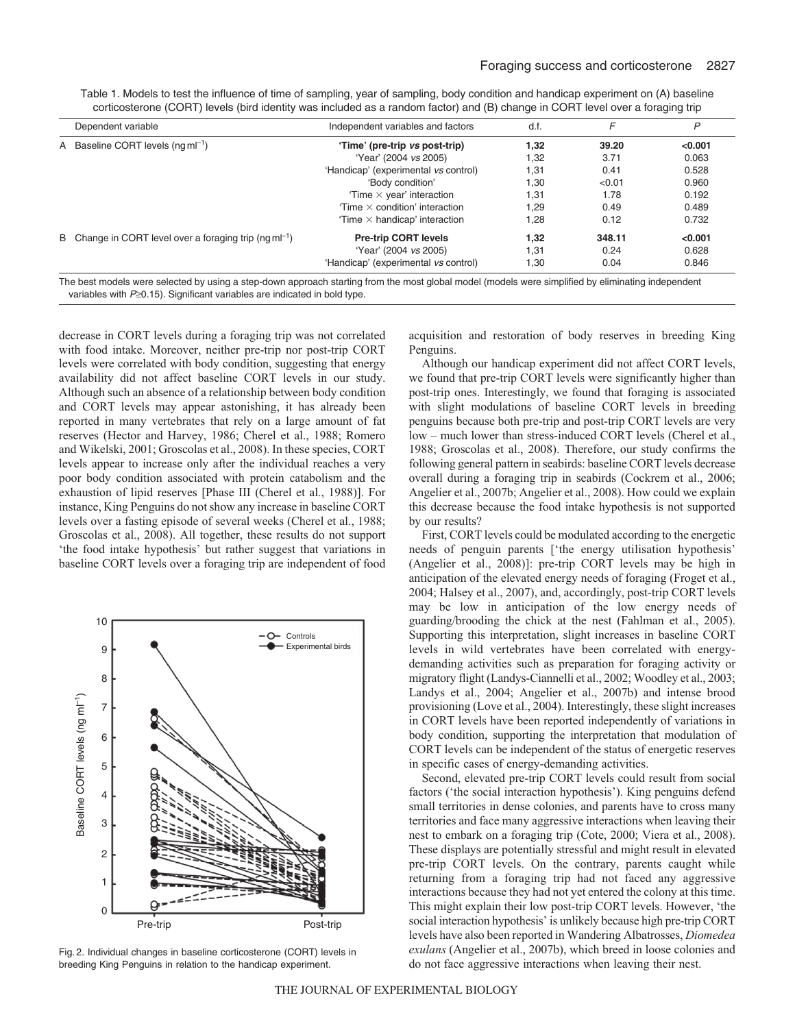Table 1. Models to test the influence of time of sampling, year of sampling, body condition and handicap experiment on (A) baseline corticosterone (CORT) levels (bird identity was included as a random factor) and (B) change in CORT level over a foraging trip

| | Dependent variable | Independent variables and factors | d.f. | $F$ | $P$ |
|---|---|---|---|---|---|
| A | Baseline CORT levels (ng ml$^{-1}$) | **'Time' (pre-trip *vs* post-trip)** | **1,32** | **39.20** | **<0.001** |
| | | 'Year' (2004 *vs* 2005) | 1,32 | 3.71 | 0.063 |
| | | 'Handicap' (experimental *vs* control) | 1,31 | 0.41 | 0.528 |
| | | 'Body condition' | 1,30 | <0.01 | 0.960 |
| | | 'Time × year' interaction | 1,31 | 1.78 | 0.192 |
| | | 'Time × condition' interaction | 1,29 | 0.49 | 0.489 |
| | | 'Time × handicap' interaction | 1,28 | 0.12 | 0.732 |
| B | Change in CORT level over a foraging trip (ng ml$^{-1}$) | **Pre-trip CORT levels** | **1,32** | **348.11** | **<0.001** |
| | | 'Year' (2004 *vs* 2005) | 1,31 | 0.24 | 0.628 |
| | | 'Handicap' (experimental *vs* control) | 1,30 | 0.04 | 0.846 |

The best models were selected by using a step-down approach starting from the most global model (models were simplified by eliminating independent variables with $P \geq 0.15$). Significant variables are indicated in bold type.

decrease in CORT levels during a foraging trip was not correlated with food intake. Moreover, neither pre-trip nor post-trip CORT levels were correlated with body condition, suggesting that energy availability did not affect baseline CORT levels in our study. Although such an absence of a relationship between body condition and CORT levels may appear astonishing, it has already been reported in many vertebrates that rely on a large amount of fat reserves (Hector and Harvey, 1986; Cherel et al., 1988; Romero and Wikelski, 2001; Groscolas et al., 2008). In these species, CORT levels appear to increase only after the individual reaches a very poor body condition associated with protein catabolism and the exhaustion of lipid reserves [Phase III (Cherel et al., 1988)]. For instance, King Penguins do not show any increase in baseline CORT levels over a fasting episode of several weeks (Cherel et al., 1988; Groscolas et al., 2008). All together, these results do not support 'the food intake hypothesis' but rather suggest that variations in baseline CORT levels over a foraging trip are independent of food acquisition and restoration of body reserves in breeding King Penguins.

Fig. 2. Individual changes in baseline corticosterone (CORT) levels in breeding King Penguins in relation to the handicap experiment.

Although our handicap experiment did not affect CORT levels, we found that pre-trip CORT levels were significantly higher than post-trip ones. Interestingly, we found that foraging is associated with slight modulations of baseline CORT levels in breeding penguins because both pre-trip and post-trip CORT levels are very low – much lower than stress-induced CORT levels (Cherel et al., 1988; Groscolas et al., 2008). Therefore, our study confirms the following general pattern in seabirds: baseline CORT levels decrease overall during a foraging trip in seabirds (Cockrem et al., 2006; Angelier et al., 2007b; Angelier et al., 2008). How could we explain this decrease because the food intake hypothesis is not supported by our results?

First, CORT levels could be modulated according to the energetic needs of penguin parents ['the energy utilisation hypothesis' (Angelier et al., 2008)]: pre-trip CORT levels may be high in anticipation of the elevated energy needs of foraging (Froget et al., 2004; Halsey et al., 2007), and, accordingly, post-trip CORT levels may be low in anticipation of the low energy needs of guarding/brooding the chick at the nest (Fahlman et al., 2005). Supporting this interpretation, slight increases in baseline CORT levels in wild vertebrates have been correlated with energy-demanding activities such as preparation for foraging activity or migratory flight (Landys-Ciannelli et al., 2002; Woodley et al., 2003; Landys et al., 2004; Angelier et al., 2007b) and intense brood provisioning (Love et al., 2004). Interestingly, these slight increases in CORT levels have been reported independently of variations in body condition, supporting the interpretation that modulation of CORT levels can be independent of the status of energetic reserves in specific cases of energy-demanding activities.

Second, elevated pre-trip CORT levels could result from social factors ('the social interaction hypothesis'). King penguins defend small territories in dense colonies, and parents have to cross many territories and face many aggressive interactions when leaving their nest to embark on a foraging trip (Cote, 2000; Viera et al., 2008). These displays are potentially stressful and might result in elevated pre-trip CORT levels. On the contrary, parents caught while returning from a foraging trip had not faced any aggressive interactions because they had not yet entered the colony at this time. This might explain their low post-trip CORT levels. However, 'the social interaction hypothesis' is unlikely because high pre-trip CORT levels have also been reported in Wandering Albatrosses, *Diomedea exulans* (Angelier et al., 2007b), which breed in loose colonies and do not face aggressive interactions when leaving their nest.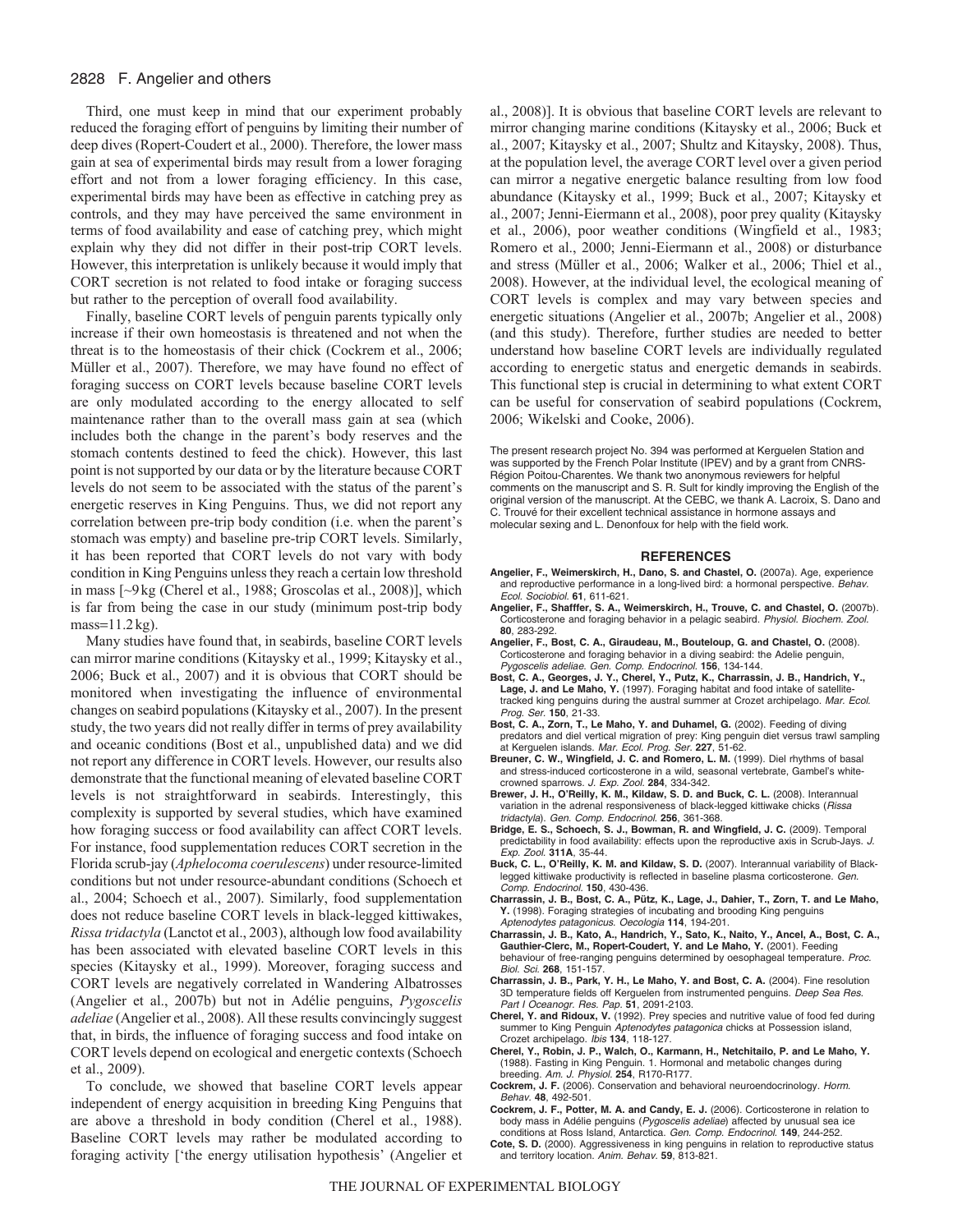Third, one must keep in mind that our experiment probably reduced the foraging effort of penguins by limiting their number of deep dives (Ropert-Coudert et al., 2000). Therefore, the lower mass gain at sea of experimental birds may result from a lower foraging effort and not from a lower foraging efficiency. In this case, experimental birds may have been as effective in catching prey as controls, and they may have perceived the same environment in terms of food availability and ease of catching prey, which might explain why they did not differ in their post-trip CORT levels. However, this interpretation is unlikely because it would imply that CORT secretion is not related to food intake or foraging success but rather to the perception of overall food availability.

Finally, baseline CORT levels of penguin parents typically only increase if their own homeostasis is threatened and not when the threat is to the homeostasis of their chick (Cockrem et al., 2006; Müller et al., 2007). Therefore, we may have found no effect of foraging success on CORT levels because baseline CORT levels are only modulated according to the energy allocated to self maintenance rather than to the overall mass gain at sea (which includes both the change in the parent's body reserves and the stomach contents destined to feed the chick). However, this last point is not supported by our data or by the literature because CORT levels do not seem to be associated with the status of the parent's energetic reserves in King Penguins. Thus, we did not report any correlation between pre-trip body condition (i.e. when the parent's stomach was empty) and baseline pre-trip CORT levels. Similarly, it has been reported that CORT levels do not vary with body condition in King Penguins unless they reach a certain low threshold in mass [~9 kg (Cherel et al., 1988; Groscolas et al., 2008)], which is far from being the case in our study (minimum post-trip body mass=11.2 kg).

Many studies have found that, in seabirds, baseline CORT levels can mirror marine conditions (Kitaysky et al., 1999; Kitaysky et al., 2006; Buck et al., 2007) and it is obvious that CORT should be monitored when investigating the influence of environmental changes on seabird populations (Kitaysky et al., 2007). In the present study, the two years did not really differ in terms of prey availability and oceanic conditions (Bost et al., unpublished data) and we did not report any difference in CORT levels. However, our results also demonstrate that the functional meaning of elevated baseline CORT levels is not straightforward in seabirds. Interestingly, this complexity is supported by several studies, which have examined how foraging success or food availability can affect CORT levels. For instance, food supplementation reduces CORT secretion in the Florida scrub-jay (*Aphelocoma coerulescens*) under resource-limited conditions but not under resource-abundant conditions (Schoech et al., 2004; Schoech et al., 2007). Similarly, food supplementation does not reduce baseline CORT levels in black-legged kittiwakes, *Rissa tridactyla* (Lanctot et al., 2003), although low food availability has been associated with elevated baseline CORT levels in this species (Kitaysky et al., 1999). Moreover, foraging success and CORT levels are negatively correlated in Wandering Albatrosses (Angelier et al., 2007b) but not in Adélie penguins, *Pygoscelis adeliae* (Angelier et al., 2008). All these results convincingly suggest that, in birds, the influence of foraging success and food intake on CORT levels depend on ecological and energetic contexts (Schoech et al., 2009).

To conclude, we showed that baseline CORT levels appear independent of energy acquisition in breeding King Penguins that are above a threshold in body condition (Cherel et al., 1988). Baseline CORT levels may rather be modulated according to foraging activity ['the energy utilisation hypothesis' (Angelier et al., 2008)]. It is obvious that baseline CORT levels are relevant to mirror changing marine conditions (Kitaysky et al., 2006; Buck et al., 2007; Kitaysky et al., 2007; Shultz and Kitaysky, 2008). Thus, at the population level, the average CORT level over a given period can mirror a negative energetic balance resulting from low food abundance (Kitaysky et al., 1999; Buck et al., 2007; Kitaysky et al., 2007; Jenni-Eiermann et al., 2008), poor prey quality (Kitaysky et al., 2006), poor weather conditions (Wingfield et al., 1983; Romero et al., 2000; Jenni-Eiermann et al., 2008) or disturbance and stress (Müller et al., 2006; Walker et al., 2006; Thiel et al., 2008). However, at the individual level, the ecological meaning of CORT levels is complex and may vary between species and energetic situations (Angelier et al., 2007b; Angelier et al., 2008) (and this study). Therefore, further studies are needed to better understand how baseline CORT levels are individually regulated according to energetic status and energetic demands in seabirds. This functional step is crucial in determining to what extent CORT can be useful for conservation of seabird populations (Cockrem, 2006; Wikelski and Cooke, 2006).

The present research project No. 394 was performed at Kerguelen Station and was supported by the French Polar Institute (IPEV) and by a grant from CNRS-Région Poitou-Charentes. We thank two anonymous reviewers for helpful comments on the manuscript and S. R. Sult for kindly improving the English of the original version of the manuscript. At the CEBC, we thank A. Lacroix, S. Dano and C. Trouvé for their excellent technical assistance in hormone assays and molecular sexing and L. Denonfoux for help with the field work.

## REFERENCES

**Angelier, F., Weimerskirch, H., Dano, S. and Chastel, O.** (2007a). Age, experience and reproductive performance in a long-lived bird: a hormonal perspective. *Behav. Ecol. Sociobiol.* **61**, 611-621.

**Angelier, F., Shafffer, S. A., Weimerskirch, H., Trouve, C. and Chastel, O.** (2007b). Corticosterone and foraging behavior in a pelagic seabird. *Physiol. Biochem. Zool.* **80**, 283-292.

**Angelier, F., Bost, C. A., Giraudeau, M., Bouteloup, G. and Chastel, O.** (2008). Corticosterone and foraging behavior in a diving seabird: the Adelie penguin, *Pygoscelis adeliae*. *Gen. Comp. Endocrinol.* **156**, 134-144.

**Bost, C. A., Georges, J. Y., Cherel, Y., Putz, K., Charrassin, J. B., Handrich, Y., Lage, J. and Le Maho, Y.** (1997). Foraging habitat and food intake of satellite-tracked king penguins during the austral summer at Crozet archipelago. *Mar. Ecol. Prog. Ser.* **150**, 21-33.

**Bost, C. A., Zorn, T., Le Maho, Y. and Duhamel, G.** (2002). Feeding of diving predators and diel vertical migration of prey: King penguin diet versus trawl sampling at Kerguelen islands. *Mar. Ecol. Prog. Ser.* **227**, 51-62.

**Breuner, C. W., Wingfield, J. C. and Romero, L. M.** (1999). Diel rhythms of basal and stress-induced corticosterone in a wild, seasonal vertebrate, Gambel's white-crowned sparrows. *J. Exp. Zool.* **284**, 334-342.

**Brewer, J. H., O'Reilly, K. M., Kildaw, S. D. and Buck, C. L.** (2008). Interannual variation in the adrenal responsiveness of black-legged kittiwake chicks (*Rissa tridactyla*). *Gen. Comp. Endocrinol.* **256**, 361-368.

**Bridge, E. S., Schoech, S. J., Bowman, R. and Wingfield, J. C.** (2009). Temporal predictability in food availability: effects upon the reproductive axis in Scrub-Jays. *J. Exp. Zool.* **311A**, 35-44.

**Buck, C. L., O'Reilly, K. M. and Kildaw, S. D.** (2007). Interannual variability of Black-legged kittiwake productivity is reflected in baseline plasma corticosterone. *Gen. Comp. Endocrinol.* **150**, 430-436.

**Charrassin, J. B., Bost, C. A., Pütz, K., Lage, J., Dahier, T., Zorn, T. and Le Maho, Y.** (1998). Foraging strategies of incubating and brooding King penguins *Aptenodytes patagonicus*. *Oecologia* **114**, 194-201.

**Charrassin, J. B., Kato, A., Handrich, Y., Sato, K., Naito, Y., Ancel, A., Bost, C. A., Gauthier-Clerc, M., Ropert-Coudert, Y. and Le Maho, Y.** (2001). Feeding behaviour of free-ranging penguins determined by oesophageal temperature. *Proc. Biol. Sci.* **268**, 151-157.

**Charrassin, J. B., Park, Y. H., Le Maho, Y. and Bost, C. A.** (2004). Fine resolution 3D temperature fields off Kerguelen from instrumented penguins. *Deep Sea Res. Part I Oceanogr. Res. Pap.* **51**, 2091-2103.

**Cherel, Y. and Ridoux, V.** (1992). Prey species and nutritive value of food fed during summer to King Penguin *Aptenodytes patagonica* chicks at Possession island, Crozet archipelago. *Ibis* **134**, 118-127.

**Cherel, Y., Robin, J. P., Walch, O., Karmann, H., Netchitailo, P. and Le Maho, Y.** (1988). Fasting in King Penguin. 1. Hormonal and metabolic changes during breeding. *Am. J. Physiol.* **254**, R170-R177.

**Cockrem, J. F.** (2006). Conservation and behavioral neuroendocrinology. *Horm. Behav.* **48**, 492-501.

**Cockrem, J. F., Potter, M. A. and Candy, E. J.** (2006). Corticosterone in relation to body mass in Adélie penguins (*Pygoscelis adeliae*) affected by unusual sea ice conditions at Ross Island, Antarctica. *Gen. Comp. Endocrinol.* **149**, 244-252.

**Cote, S. D.** (2000). Aggressiveness in king penguins in relation to reproductive status and territory location. *Anim. Behav.* **59**, 813-821.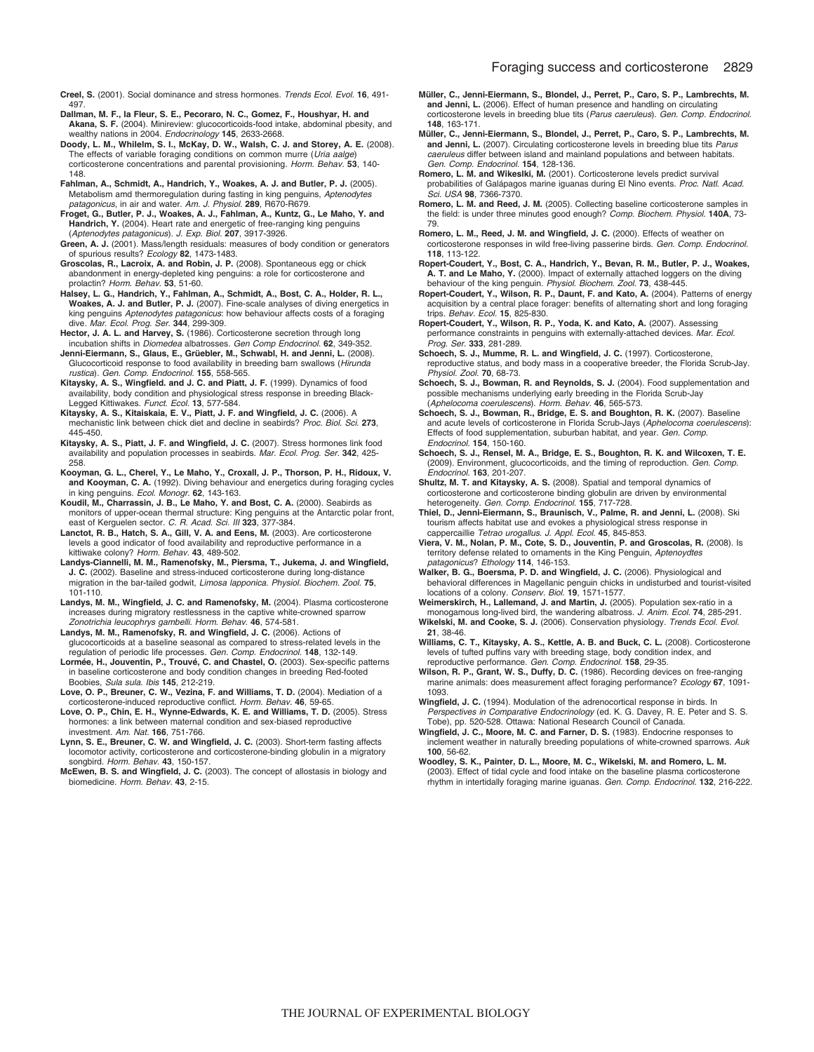**Creel, S.** (2001). Social dominance and stress hormones. *Trends Ecol. Evol.* **16**, 491-497.

**Dallman, M. F., la Fleur, S. E., Pecoraro, N. C., Gomez, F., Houshyar, H. and Akana, S. F.** (2004). Minireview: glucocorticoids-food intake, abdominal pbesity, and wealthy nations in 2004. *Endocrinology* **145**, 2633-2668.

**Doody, L. M., Whilelm, S. I., McKay, D. W., Walsh, C. J. and Storey, A. E.** (2008). The effects of variable foraging conditions on common murre (*Uria aalge*) corticosterone concentrations and parental provisioning. *Horm. Behav.* **53**, 140-148.

**Fahlman, A., Schmidt, A., Handrich, Y., Woakes, A. J. and Butler, P. J.** (2005). Metabolism amd thermoregulation during fasting in king penguins, *Aptenodytes patagonicus*, in air and water. *Am. J. Physiol.* **289**, R670-R679.

**Froget, G., Butler, P. J., Woakes, A. J., Fahlman, A., Kuntz, G., Le Maho, Y. and Handrich, Y.** (2004). Heart rate and energetic of free-ranging king penguins (*Aptenodytes patagonicus*). *J. Exp. Biol.* **207**, 3917-3926.

**Green, A. J.** (2001). Mass/length residuals: measures of body condition or generators of spurious results? *Ecology* **82**, 1473-1483.

**Groscolas, R., Lacroix, A. and Robin, J. P.** (2008). Spontaneous egg or chick abandonment in energy-depleted king penguins: a role for corticosterone and prolactin? *Horm. Behav.* **53**, 51-60.

**Halsey, L. G., Handrich, Y., Fahlman, A., Schmidt, A., Bost, C. A., Holder, R. L., Woakes, A. J. and Butler, P. J.** (2007). Fine-scale analyses of diving energetics in king penguins *Aptenodytes patagonicus*: how behaviour affects costs of a foraging dive. *Mar. Ecol. Prog. Ser.* **344**, 299-309.

**Hector, J. A. L. and Harvey, S.** (1986). Corticosterone secretion through long incubation shifts in *Diomedea* albatrosses. *Gen Comp Endocrinol.* **62**, 349-352.

**Jenni-Eiermann, S., Glaus, E., Grüebler, M., Schwabl, H. and Jenni, L.** (2008). Glucocorticoid response to food availability in breeding barn swallows (*Hirunda rustica*). *Gen. Comp. Endocrinol.* **155**, 558-565.

**Kitaysky, A. S., Wingfield. and J. C. and Piatt, J. F.** (1999). Dynamics of food availability, body condition and physiological stress response in breeding Black-Legged Kittiwakes. *Funct. Ecol.* **13**, 577-584.

**Kitaysky, A. S., Kitaiskaia, E. V., Piatt, J. F. and Wingfield, J. C.** (2006). A mechanistic link between chick diet and decline in seabirds? *Proc. Biol. Sci.* **273**, 445-450.

**Kitaysky, A. S., Piatt, J. F. and Wingfield, J. C.** (2007). Stress hormones link food availability and population processes in seabirds. *Mar. Ecol. Prog. Ser.* **342**, 425-258.

**Kooyman, G. L., Cherel, Y., Le Maho, Y., Croxall, J. P., Thorson, P. H., Ridoux, V. and Kooyman, C. A.** (1992). Diving behaviour and energetics during foraging cycles in king penguins. *Ecol. Monogr.* **62**, 143-163.

**Koudil, M., Charrassin, J. B., Le Maho, Y. and Bost, C. A.** (2000). Seabirds as monitors of upper-ocean thermal structure: King penguins at the Antarctic polar front, east of Kerguelen sector. *C. R. Acad. Sci. III* **323**, 377-384.

**Lanctot, R. B., Hatch, S. A., Gill, V. A. and Eens, M.** (2003). Are corticosterone levels a good indicator of food availability and reproductive performance in a kittiwake colony? *Horm. Behav.* **43**, 489-502.

**Landys-Ciannelli, M. M., Ramenofsky, M., Piersma, T., Jukema, J. and Wingfield, J. C.** (2002). Baseline and stress-induced corticosterone during long-distance migration in the bar-tailed godwit, *Limosa lapponica*. *Physiol. Biochem. Zool.* **75**, 101-110.

**Landys, M. M., Wingfield, J. C. and Ramenofsky, M.** (2004). Plasma corticosterone increases during migratory restlessness in the captive white-crowned sparrow *Zonotrichia leucophrys gambelli*. *Horm. Behav.* **46**, 574-581.

**Landys, M. M., Ramenofsky, R. and Wingfield, J. C.** (2006). Actions of glucocorticoids at a baseline seasonal as compared to stress-related levels in the regulation of periodic life processes. *Gen. Comp. Endocrinol.* **148**, 132-149.

**Lormée, H., Jouventin, P., Trouvé, C. and Chastel, O.** (2003). Sex-specific patterns in baseline corticosterone and body condition changes in breeding Red-footed Boobies, *Sula sula*. *Ibis* **145**, 212-219.

**Love, O. P., Breuner, C. W., Vezina, F. and Williams, T. D.** (2004). Mediation of a corticosterone-induced reproductive conflict. *Horm. Behav.* **46**, 59-65.

**Love, O. P., Chin, E. H., Wynne-Edwards, K. E. and Williams, T. D.** (2005). Stress hormones: a link between maternal condition and sex-biased reproductive investment. *Am. Nat.* **166**, 751-766.

**Lynn, S. E., Breuner, C. W. and Wingfield, J. C.** (2003). Short-term fasting affects locomotor activity, corticosterone and corticosterone-binding globulin in a migratory songbird. *Horm. Behav.* **43**, 150-157.

**McEwen, B. S. and Wingfield, J. C.** (2003). The concept of allostasis in biology and biomedicine. *Horm. Behav.* **43**, 2-15.

**Müller, C., Jenni-Eiermann, S., Blondel, J., Perret, P., Caro, S. P., Lambrechts, M. and Jenni, L.** (2006). Effect of human presence and handling on circulating corticosterone levels in breeding blue tits (*Parus caeruleus*). *Gen. Comp. Endocrinol.* **148**, 163-171.

**Müller, C., Jenni-Eiermann, S., Blondel, J., Perret, P., Caro, S. P., Lambrechts, M. and Jenni, L.** (2007). Circulating corticosterone levels in breeding blue tits *Parus caeruleus* differ between island and mainland populations and between habitats. *Gen. Comp. Endocrinol.* **154**, 128-136.

**Romero, L. M. and Wikelski, M.** (2001). Corticosterone levels predict survival probabilities of Galápagos marine iguanas during El Nino events. *Proc. Natl. Acad. Sci. USA* **98**, 7366-7370.

**Romero, L. M. and Reed, J. M.** (2005). Collecting baseline corticosterone samples in the field: is under three minutes good enough? *Comp. Biochem. Physiol.* **140A**, 73-79.

**Romero, L. M., Reed, J. M. and Wingfield, J. C.** (2000). Effects of weather on corticosterone responses in wild free-living passerine birds. *Gen. Comp. Endocrinol.* **118**, 113-122.

**Ropert-Coudert, Y., Bost, C. A., Handrich, Y., Bevan, R. M., Butler, P. J., Woakes, A. T. and Le Maho, Y.** (2000). Impact of externally attached loggers on the diving behaviour of the king penguin. *Physiol. Biochem. Zool.* **73**, 438-445.

**Ropert-Coudert, Y., Wilson, R. P., Daunt, F. and Kato, A.** (2004). Patterns of energy acquisition by a central place forager: benefits of alternating short and long foraging trips. *Behav. Ecol.* **15**, 825-830.

**Ropert-Coudert, Y., Wilson, R. P., Yoda, K. and Kato, A.** (2007). Assessing performance constraints in penguins with externally-attached devices. *Mar. Ecol. Prog. Ser.* **333**, 281-289.

**Schoech, S. J., Mumme, R. L. and Wingfield, J. C.** (1997). Corticosterone, reproductive status, and body mass in a cooperative breeder, the Florida Scrub-Jay. *Physiol. Zool.* **70**, 68-73.

**Schoech, S. J., Bowman, R. and Reynolds, S. J.** (2004). Food supplementation and possible mechanisms underlying early breeding in the Florida Scrub-Jay (*Aphelocoma coerulescens*). *Horm. Behav.* **46**, 565-573.

**Schoech, S. J., Bowman, R., Bridge, E. S. and Boughton, R. K.** (2007). Baseline and acute levels of corticosterone in Florida Scrub-Jays (*Aphelocoma coerulescens*): Effects of food supplementation, suburban habitat, and year. *Gen. Comp. Endocrinol.* **154**, 150-160.

**Schoech, S. J., Rensel, M. A., Bridge, E. S., Boughton, R. K. and Wilcoxen, T. E.** (2009). Environment, glucocorticoids, and the timing of reproduction. *Gen. Comp. Endocrinol.* **163**, 201-207.

**Shultz, M. T. and Kitaysky, A. S.** (2008). Spatial and temporal dynamics of corticosterone and corticosterone binding globulin are driven by environmental heterogeneity. *Gen. Comp. Endocrinol.* **155**, 717-728.

**Thiel, D., Jenni-Eiermann, S., Braunisch, V., Palme, R. and Jenni, L.** (2008). Ski tourism affects habitat use and evokes a physiological stress response in cappercaillie *Tetrao urogallus*. *J. Appl. Ecol.* **45**, 845-853.

**Viera, V. M., Nolan, P. M., Cote, S. D., Jouventin, P. and Groscolas, R.** (2008). Is territory defense related to ornaments in the King Penguin, *Aptenoydtes patagonicus*? *Ethology* **114**, 146-153.

**Walker, B. G., Boersma, P. D. and Wingfield, J. C.** (2006). Physiological and behavioral differences in Magellanic penguin chicks in undisturbed and tourist-visited locations of a colony. *Conserv. Biol.* **19**, 1571-1577.

**Weimerskirch, H., Lallemand, J. and Martin, J.** (2005). Population sex-ratio in a monogamous long-lived bird, the wandering albatross. *J. Anim. Ecol.* **74**, 285-291.

**Wikelski, M. and Cooke, S. J.** (2006). Conservation physiology. *Trends Ecol. Evol.* **21**, 38-46.

**Williams, C. T., Kitaysky, A. S., Kettle, A. B. and Buck, C. L.** (2008). Corticosterone levels of tufted puffins vary with breeding stage, body condition index, and reproductive performance. *Gen. Comp. Endocrinol.* **158**, 29-35.

**Wilson, R. P., Grant, W. S., Duffy, D. C.** (1986). Recording devices on free-ranging marine animals: does measurement affect foraging performance? *Ecology* **67**, 1091-1093.

**Wingfield, J. C.** (1994). Modulation of the adrenocortical response in birds. In *Perspectives in Comparative Endocrinology* (ed. K. G. Davey, R. E. Peter and S. S. Tobe), pp. 520-528. Ottawa: National Research Council of Canada.

**Wingfield, J. C., Moore, M. C. and Farner, D. S.** (1983). Endocrine responses to inclement weather in naturally breeding populations of white-crowned sparrows. *Auk* **100**, 56-62.

**Woodley, S. K., Painter, D. L., Moore, M. C., Wikelski, M. and Romero, L. M.** (2003). Effect of tidal cycle and food intake on the baseline plasma corticosterone rhythm in intertidally foraging marine iguanas. *Gen. Comp. Endocrinol.* **132**, 216-222.